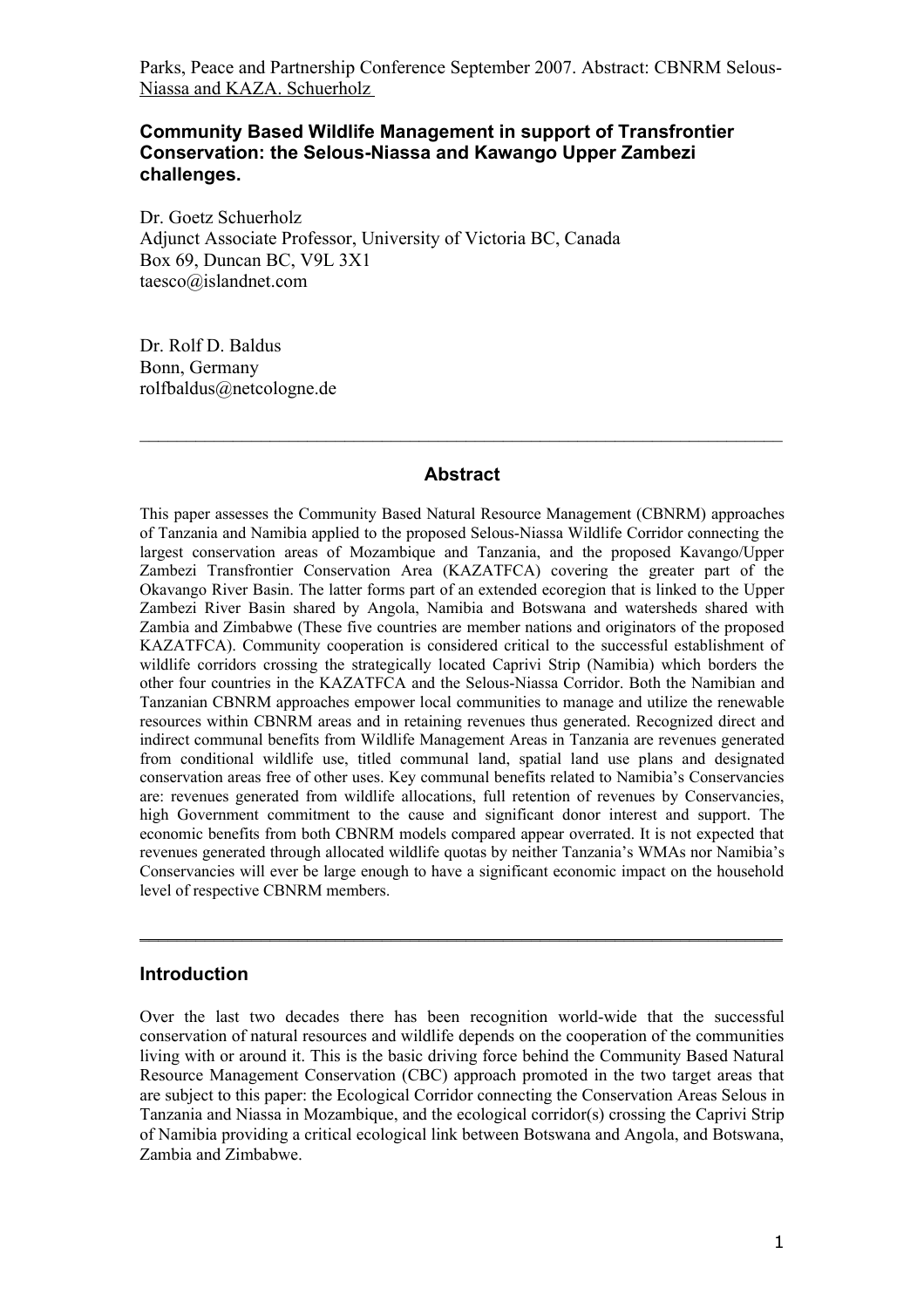Parks, Peace and Partnership Conference September 2007. Abstract: CBNRM Selous-Niassa and KAZA. Schuerholz

# Community Based Wildlife Management in support of Transfrontier Conservation: the Selous-Niassa and Kawango Upper Zambezi challenges.

Dr. Goetz Schuerholz
Adjunct Associate Professor, University of Victoria BC, Canada
Box 69, Duncan BC, V9L 3X1
taesco@islandnet.com

Dr. Rolf D. Baldus
Bonn, Germany
rolfbaldus@netcologne.de

---

## Abstract

This paper assesses the Community Based Natural Resource Management (CBNRM) approaches of Tanzania and Namibia applied to the proposed Selous-Niassa Wildlife Corridor connecting the largest conservation areas of Mozambique and Tanzania, and the proposed Kavango/Upper Zambezi Transfrontier Conservation Area (KAZATFCA) covering the greater part of the Okavango River Basin. The latter forms part of an extended ecoregion that is linked to the Upper Zambezi River Basin shared by Angola, Namibia and Botswana and watersheds shared with Zambia and Zimbabwe (These five countries are member nations and originators of the proposed KAZATFCA). Community cooperation is considered critical to the successful establishment of wildlife corridors crossing the strategically located Caprivi Strip (Namibia) which borders the other four countries in the KAZATFCA and the Selous-Niassa Corridor. Both the Namibian and Tanzanian CBNRM approaches empower local communities to manage and utilize the renewable resources within CBNRM areas and in retaining revenues thus generated. Recognized direct and indirect communal benefits from Wildlife Management Areas in Tanzania are revenues generated from conditional wildlife use, titled communal land, spatial land use plans and designated conservation areas free of other uses. Key communal benefits related to Namibia's Conservancies are: revenues generated from wildlife allocations, full retention of revenues by Conservancies, high Government commitment to the cause and significant donor interest and support. The economic benefits from both CBNRM models compared appear overrated. It is not expected that revenues generated through allocated wildlife quotas by neither Tanzania's WMAs nor Namibia's Conservancies will ever be large enough to have a significant economic impact on the household level of respective CBNRM members.

---

## Introduction

Over the last two decades there has been recognition world-wide that the successful conservation of natural resources and wildlife depends on the cooperation of the communities living with or around it. This is the basic driving force behind the Community Based Natural Resource Management Conservation (CBC) approach promoted in the two target areas that are subject to this paper: the Ecological Corridor connecting the Conservation Areas Selous in Tanzania and Niassa in Mozambique, and the ecological corridor(s) crossing the Caprivi Strip of Namibia providing a critical ecological link between Botswana and Angola, and Botswana, Zambia and Zimbabwe.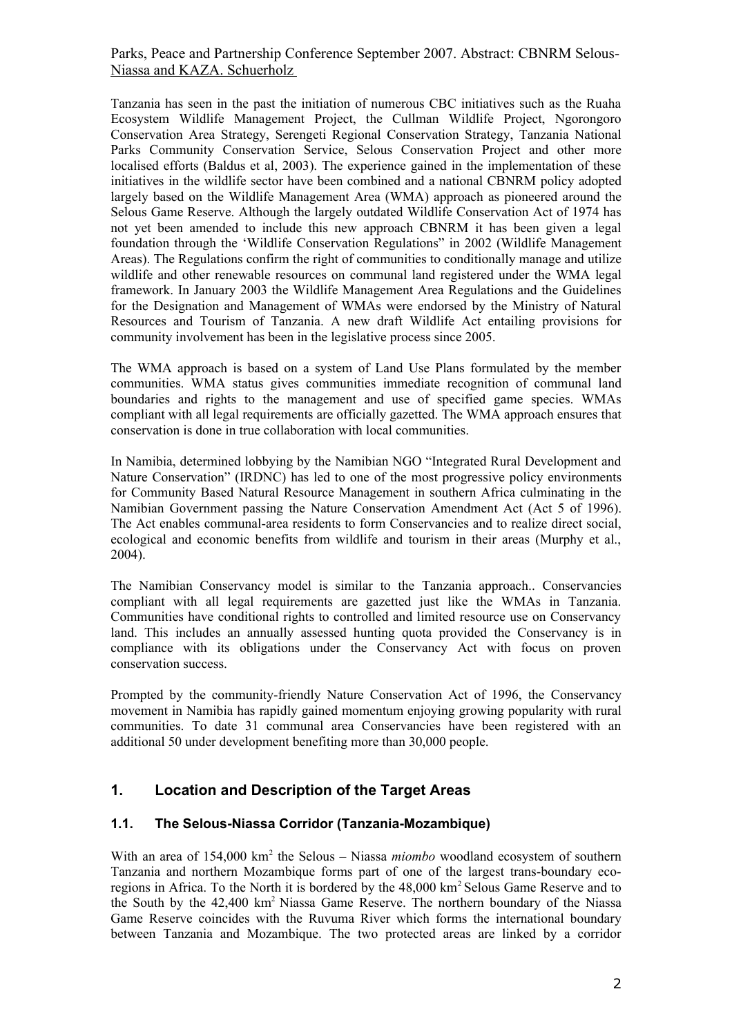Tanzania has seen in the past the initiation of numerous CBC initiatives such as the Ruaha Ecosystem Wildlife Management Project, the Cullman Wildlife Project, Ngorongoro Conservation Area Strategy, Serengeti Regional Conservation Strategy, Tanzania National Parks Community Conservation Service, Selous Conservation Project and other more localised efforts (Baldus et al, 2003). The experience gained in the implementation of these initiatives in the wildlife sector have been combined and a national CBNRM policy adopted largely based on the Wildlife Management Area (WMA) approach as pioneered around the Selous Game Reserve. Although the largely outdated Wildlife Conservation Act of 1974 has not yet been amended to include this new approach CBNRM it has been given a legal foundation through the 'Wildlife Conservation Regulations" in 2002 (Wildlife Management Areas). The Regulations confirm the right of communities to conditionally manage and utilize wildlife and other renewable resources on communal land registered under the WMA legal framework. In January 2003 the Wildlife Management Area Regulations and the Guidelines for the Designation and Management of WMAs were endorsed by the Ministry of Natural Resources and Tourism of Tanzania. A new draft Wildlife Act entailing provisions for community involvement has been in the legislative process since 2005.

The WMA approach is based on a system of Land Use Plans formulated by the member communities. WMA status gives communities immediate recognition of communal land boundaries and rights to the management and use of specified game species. WMAs compliant with all legal requirements are officially gazetted. The WMA approach ensures that conservation is done in true collaboration with local communities.

In Namibia, determined lobbying by the Namibian NGO "Integrated Rural Development and Nature Conservation" (IRDNC) has led to one of the most progressive policy environments for Community Based Natural Resource Management in southern Africa culminating in the Namibian Government passing the Nature Conservation Amendment Act (Act 5 of 1996). The Act enables communal-area residents to form Conservancies and to realize direct social, ecological and economic benefits from wildlife and tourism in their areas (Murphy et al., 2004).

The Namibian Conservancy model is similar to the Tanzania approach.. Conservancies compliant with all legal requirements are gazetted just like the WMAs in Tanzania. Communities have conditional rights to controlled and limited resource use on Conservancy land. This includes an annually assessed hunting quota provided the Conservancy is in compliance with its obligations under the Conservancy Act with focus on proven conservation success.

Prompted by the community-friendly Nature Conservation Act of 1996, the Conservancy movement in Namibia has rapidly gained momentum enjoying growing popularity with rural communities. To date 31 communal area Conservancies have been registered with an additional 50 under development benefiting more than 30,000 people.

## 1. Location and Description of the Target Areas

### 1.1. The Selous-Niassa Corridor (Tanzania-Mozambique)

With an area of 154,000 km$^2$ the Selous – Niassa *miombo* woodland ecosystem of southern Tanzania and northern Mozambique forms part of one of the largest trans-boundary eco-regions in Africa. To the North it is bordered by the 48,000 km$^2$ Selous Game Reserve and to the South by the 42,400 km$^2$ Niassa Game Reserve. The northern boundary of the Niassa Game Reserve coincides with the Ruvuma River which forms the international boundary between Tanzania and Mozambique. The two protected areas are linked by a corridor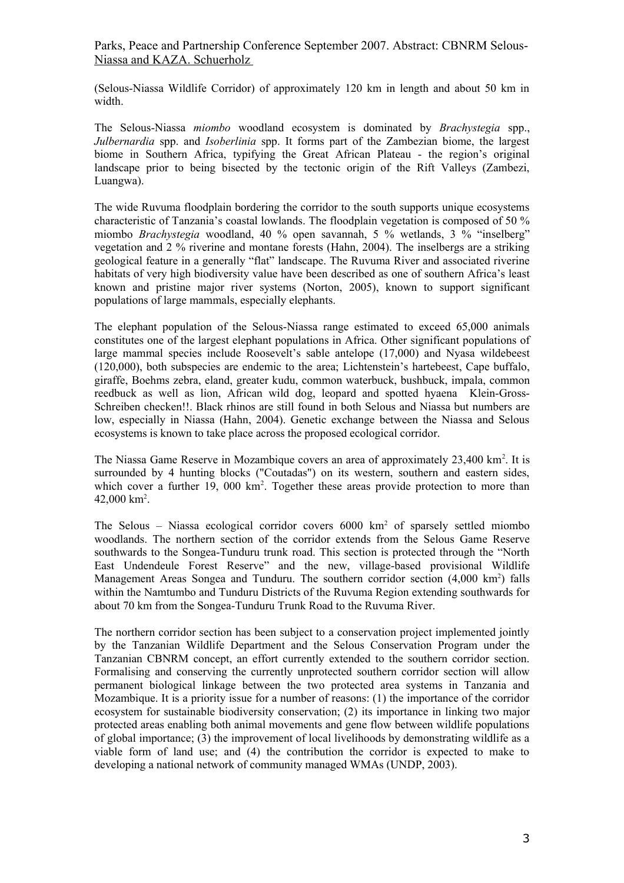(Selous-Niassa Wildlife Corridor) of approximately 120 km in length and about 50 km in width.

The Selous-Niassa *miombo* woodland ecosystem is dominated by *Brachystegia* spp., *Julbernardia* spp. and *Isoberlinia* spp. It forms part of the Zambezian biome, the largest biome in Southern Africa, typifying the Great African Plateau - the region's original landscape prior to being bisected by the tectonic origin of the Rift Valleys (Zambezi, Luangwa).

The wide Ruvuma floodplain bordering the corridor to the south supports unique ecosystems characteristic of Tanzania's coastal lowlands. The floodplain vegetation is composed of 50 % miombo *Brachystegia* woodland, 40 % open savannah, 5 % wetlands, 3 % "inselberg" vegetation and 2 % riverine and montane forests (Hahn, 2004). The inselbergs are a striking geological feature in a generally "flat" landscape. The Ruvuma River and associated riverine habitats of very high biodiversity value have been described as one of southern Africa's least known and pristine major river systems (Norton, 2005), known to support significant populations of large mammals, especially elephants.

The elephant population of the Selous-Niassa range estimated to exceed 65,000 animals constitutes one of the largest elephant populations in Africa. Other significant populations of large mammal species include Roosevelt's sable antelope (17,000) and Nyasa wildebeest (120,000), both subspecies are endemic to the area; Lichtenstein's hartebeest, Cape buffalo, giraffe, Boehms zebra, eland, greater kudu, common waterbuck, bushbuck, impala, common reedbuck as well as lion, African wild dog, leopard and spotted hyaena Klein-Gross-Schreiben checken!!. Black rhinos are still found in both Selous and Niassa but numbers are low, especially in Niassa (Hahn, 2004). Genetic exchange between the Niassa and Selous ecosystems is known to take place across the proposed ecological corridor.

The Niassa Game Reserve in Mozambique covers an area of approximately 23,400 km$^2$. It is surrounded by 4 hunting blocks ("Coutadas") on its western, southern and eastern sides, which cover a further 19, 000 km$^2$. Together these areas provide protection to more than 42,000 km$^2$.

The Selous – Niassa ecological corridor covers 6000 km$^2$ of sparsely settled miombo woodlands. The northern section of the corridor extends from the Selous Game Reserve southwards to the Songea-Tunduru trunk road. This section is protected through the "North East Undendeule Forest Reserve" and the new, village-based provisional Wildlife Management Areas Songea and Tunduru. The southern corridor section (4,000 km$^2$) falls within the Namtumbo and Tunduru Districts of the Ruvuma Region extending southwards for about 70 km from the Songea-Tunduru Trunk Road to the Ruvuma River.

The northern corridor section has been subject to a conservation project implemented jointly by the Tanzanian Wildlife Department and the Selous Conservation Program under the Tanzanian CBNRM concept, an effort currently extended to the southern corridor section. Formalising and conserving the currently unprotected southern corridor section will allow permanent biological linkage between the two protected area systems in Tanzania and Mozambique. It is a priority issue for a number of reasons: (1) the importance of the corridor ecosystem for sustainable biodiversity conservation; (2) its importance in linking two major protected areas enabling both animal movements and gene flow between wildlife populations of global importance; (3) the improvement of local livelihoods by demonstrating wildlife as a viable form of land use; and (4) the contribution the corridor is expected to make to developing a national network of community managed WMAs (UNDP, 2003).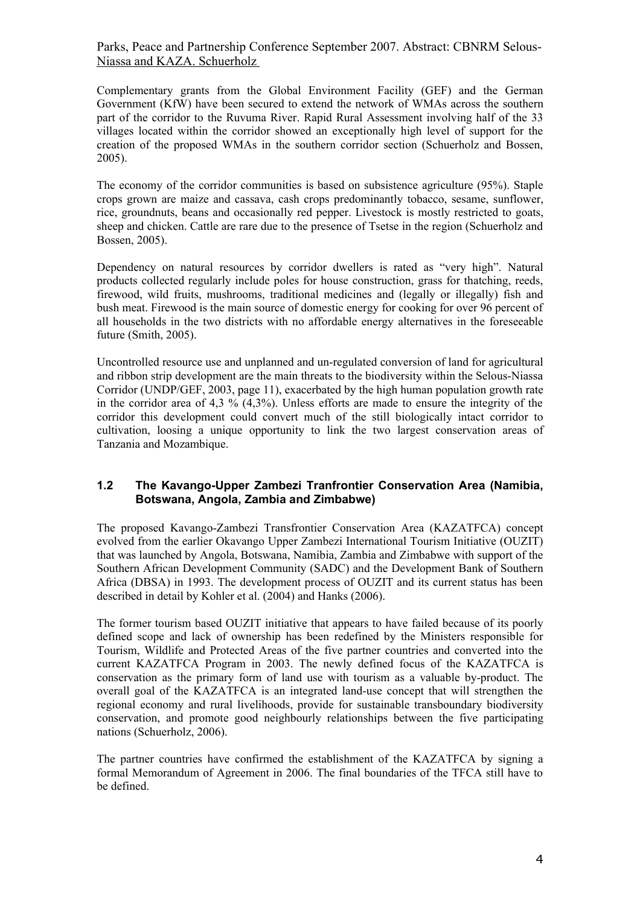Complementary grants from the Global Environment Facility (GEF) and the German Government (KfW) have been secured to extend the network of WMAs across the southern part of the corridor to the Ruvuma River. Rapid Rural Assessment involving half of the 33 villages located within the corridor showed an exceptionally high level of support for the creation of the proposed WMAs in the southern corridor section (Schuerholz and Bossen, 2005).

The economy of the corridor communities is based on subsistence agriculture (95%). Staple crops grown are maize and cassava, cash crops predominantly tobacco, sesame, sunflower, rice, groundnuts, beans and occasionally red pepper. Livestock is mostly restricted to goats, sheep and chicken. Cattle are rare due to the presence of Tsetse in the region (Schuerholz and Bossen, 2005).

Dependency on natural resources by corridor dwellers is rated as "very high". Natural products collected regularly include poles for house construction, grass for thatching, reeds, firewood, wild fruits, mushrooms, traditional medicines and (legally or illegally) fish and bush meat. Firewood is the main source of domestic energy for cooking for over 96 percent of all households in the two districts with no affordable energy alternatives in the foreseeable future (Smith, 2005).

Uncontrolled resource use and unplanned and un-regulated conversion of land for agricultural and ribbon strip development are the main threats to the biodiversity within the Selous-Niassa Corridor (UNDP/GEF, 2003, page 11), exacerbated by the high human population growth rate in the corridor area of 4,3 % (4,3%). Unless efforts are made to ensure the integrity of the corridor this development could convert much of the still biologically intact corridor to cultivation, loosing a unique opportunity to link the two largest conservation areas of Tanzania and Mozambique.

### 1.2 The Kavango-Upper Zambezi Tranfrontier Conservation Area (Namibia, Botswana, Angola, Zambia and Zimbabwe)

The proposed Kavango-Zambezi Transfrontier Conservation Area (KAZATFCA) concept evolved from the earlier Okavango Upper Zambezi International Tourism Initiative (OUZIT) that was launched by Angola, Botswana, Namibia, Zambia and Zimbabwe with support of the Southern African Development Community (SADC) and the Development Bank of Southern Africa (DBSA) in 1993. The development process of OUZIT and its current status has been described in detail by Kohler et al. (2004) and Hanks (2006).

The former tourism based OUZIT initiative that appears to have failed because of its poorly defined scope and lack of ownership has been redefined by the Ministers responsible for Tourism, Wildlife and Protected Areas of the five partner countries and converted into the current KAZATFCA Program in 2003. The newly defined focus of the KAZATFCA is conservation as the primary form of land use with tourism as a valuable by-product. The overall goal of the KAZATFCA is an integrated land-use concept that will strengthen the regional economy and rural livelihoods, provide for sustainable transboundary biodiversity conservation, and promote good neighbourly relationships between the five participating nations (Schuerholz, 2006).

The partner countries have confirmed the establishment of the KAZATFCA by signing a formal Memorandum of Agreement in 2006. The final boundaries of the TFCA still have to be defined.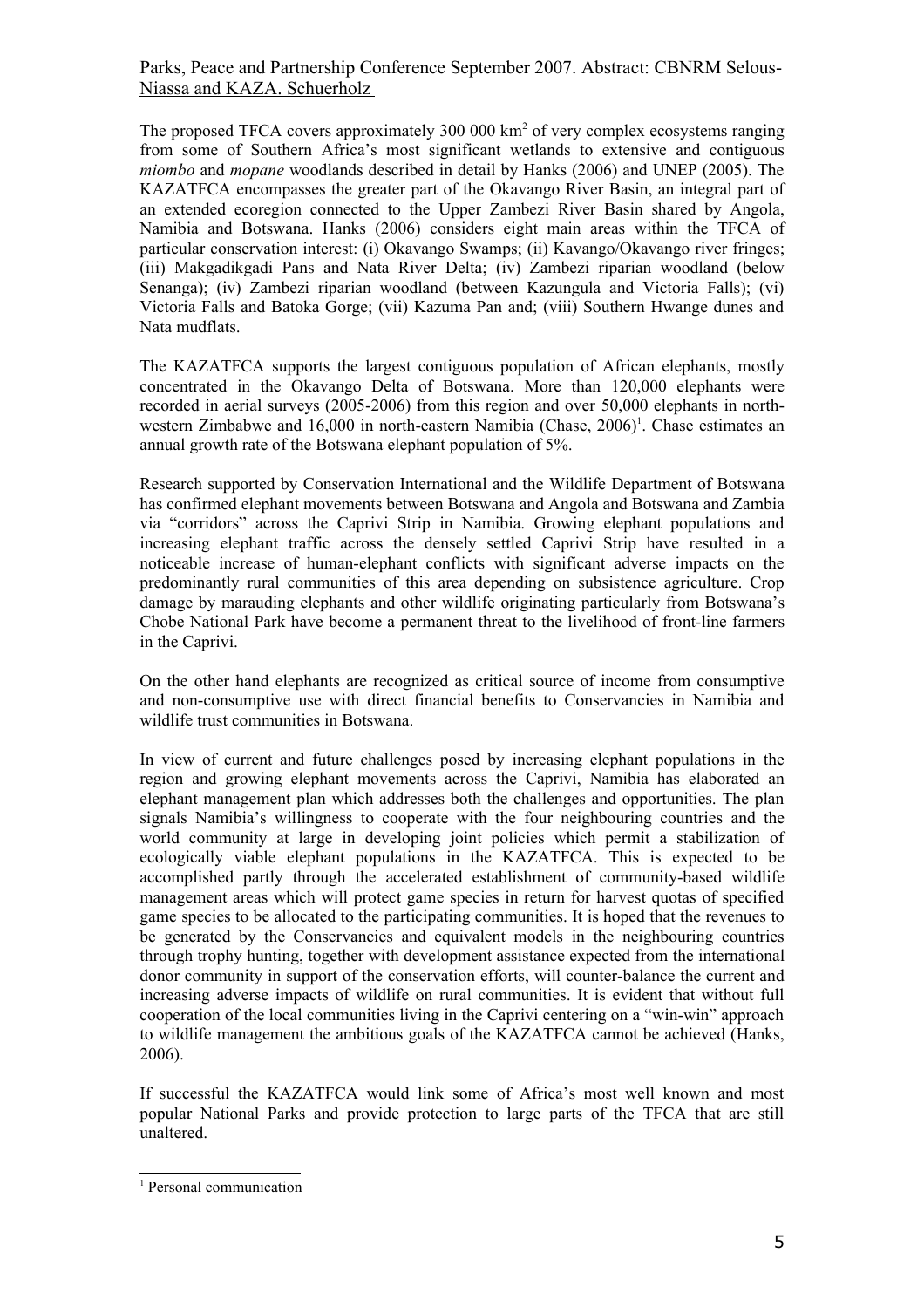The proposed TFCA covers approximately 300 000 km$^2$ of very complex ecosystems ranging from some of Southern Africa's most significant wetlands to extensive and contiguous *miombo* and *mopane* woodlands described in detail by Hanks (2006) and UNEP (2005). The KAZATFCA encompasses the greater part of the Okavango River Basin, an integral part of an extended ecoregion connected to the Upper Zambezi River Basin shared by Angola, Namibia and Botswana. Hanks (2006) considers eight main areas within the TFCA of particular conservation interest: (i) Okavango Swamps; (ii) Kavango/Okavango river fringes; (iii) Makgadikgadi Pans and Nata River Delta; (iv) Zambezi riparian woodland (below Senanga); (iv) Zambezi riparian woodland (between Kazungula and Victoria Falls); (vi) Victoria Falls and Batoka Gorge; (vii) Kazuma Pan and; (viii) Southern Hwange dunes and Nata mudflats.

The KAZATFCA supports the largest contiguous population of African elephants, mostly concentrated in the Okavango Delta of Botswana. More than 120,000 elephants were recorded in aerial surveys (2005-2006) from this region and over 50,000 elephants in north-western Zimbabwe and 16,000 in north-eastern Namibia (Chase, 2006)[1]. Chase estimates an annual growth rate of the Botswana elephant population of 5%.

Research supported by Conservation International and the Wildlife Department of Botswana has confirmed elephant movements between Botswana and Angola and Botswana and Zambia via "corridors" across the Caprivi Strip in Namibia. Growing elephant populations and increasing elephant traffic across the densely settled Caprivi Strip have resulted in a noticeable increase of human-elephant conflicts with significant adverse impacts on the predominantly rural communities of this area depending on subsistence agriculture. Crop damage by marauding elephants and other wildlife originating particularly from Botswana's Chobe National Park have become a permanent threat to the livelihood of front-line farmers in the Caprivi.

On the other hand elephants are recognized as critical source of income from consumptive and non-consumptive use with direct financial benefits to Conservancies in Namibia and wildlife trust communities in Botswana.

In view of current and future challenges posed by increasing elephant populations in the region and growing elephant movements across the Caprivi, Namibia has elaborated an elephant management plan which addresses both the challenges and opportunities. The plan signals Namibia's willingness to cooperate with the four neighbouring countries and the world community at large in developing joint policies which permit a stabilization of ecologically viable elephant populations in the KAZATFCA. This is expected to be accomplished partly through the accelerated establishment of community-based wildlife management areas which will protect game species in return for harvest quotas of specified game species to be allocated to the participating communities. It is hoped that the revenues to be generated by the Conservancies and equivalent models in the neighbouring countries through trophy hunting, together with development assistance expected from the international donor community in support of the conservation efforts, will counter-balance the current and increasing adverse impacts of wildlife on rural communities. It is evident that without full cooperation of the local communities living in the Caprivi centering on a "win-win" approach to wildlife management the ambitious goals of the KAZATFCA cannot be achieved (Hanks, 2006).

If successful the KAZATFCA would link some of Africa's most well known and most popular National Parks and provide protection to large parts of the TFCA that are still unaltered.

---

[1] Personal communication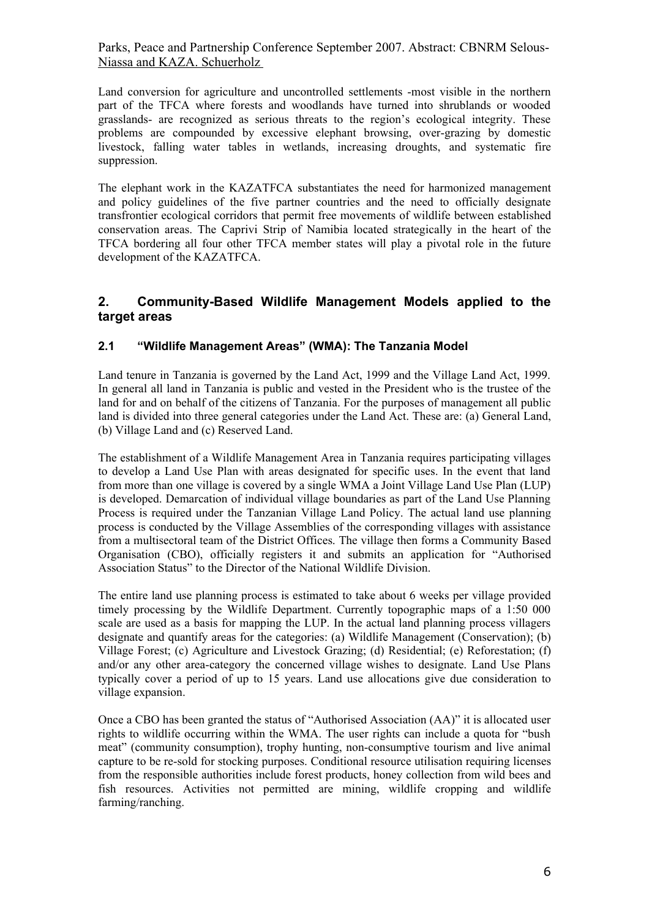Land conversion for agriculture and uncontrolled settlements -most visible in the northern part of the TFCA where forests and woodlands have turned into shrublands or wooded grasslands- are recognized as serious threats to the region's ecological integrity. These problems are compounded by excessive elephant browsing, over-grazing by domestic livestock, falling water tables in wetlands, increasing droughts, and systematic fire suppression.

The elephant work in the KAZATFCA substantiates the need for harmonized management and policy guidelines of the five partner countries and the need to officially designate transfrontier ecological corridors that permit free movements of wildlife between established conservation areas. The Caprivi Strip of Namibia located strategically in the heart of the TFCA bordering all four other TFCA member states will play a pivotal role in the future development of the KAZATFCA.

## 2. Community-Based Wildlife Management Models applied to the target areas

### 2.1 "Wildlife Management Areas" (WMA): The Tanzania Model

Land tenure in Tanzania is governed by the Land Act, 1999 and the Village Land Act, 1999. In general all land in Tanzania is public and vested in the President who is the trustee of the land for and on behalf of the citizens of Tanzania. For the purposes of management all public land is divided into three general categories under the Land Act. These are: (a) General Land, (b) Village Land and (c) Reserved Land.

The establishment of a Wildlife Management Area in Tanzania requires participating villages to develop a Land Use Plan with areas designated for specific uses. In the event that land from more than one village is covered by a single WMA a Joint Village Land Use Plan (LUP) is developed. Demarcation of individual village boundaries as part of the Land Use Planning Process is required under the Tanzanian Village Land Policy. The actual land use planning process is conducted by the Village Assemblies of the corresponding villages with assistance from a multisectoral team of the District Offices. The village then forms a Community Based Organisation (CBO), officially registers it and submits an application for "Authorised Association Status" to the Director of the National Wildlife Division.

The entire land use planning process is estimated to take about 6 weeks per village provided timely processing by the Wildlife Department. Currently topographic maps of a 1:50 000 scale are used as a basis for mapping the LUP. In the actual land planning process villagers designate and quantify areas for the categories: (a) Wildlife Management (Conservation); (b) Village Forest; (c) Agriculture and Livestock Grazing; (d) Residential; (e) Reforestation; (f) and/or any other area-category the concerned village wishes to designate. Land Use Plans typically cover a period of up to 15 years. Land use allocations give due consideration to village expansion.

Once a CBO has been granted the status of "Authorised Association (AA)" it is allocated user rights to wildlife occurring within the WMA. The user rights can include a quota for "bush meat" (community consumption), trophy hunting, non-consumptive tourism and live animal capture to be re-sold for stocking purposes. Conditional resource utilisation requiring licenses from the responsible authorities include forest products, honey collection from wild bees and fish resources. Activities not permitted are mining, wildlife cropping and wildlife farming/ranching.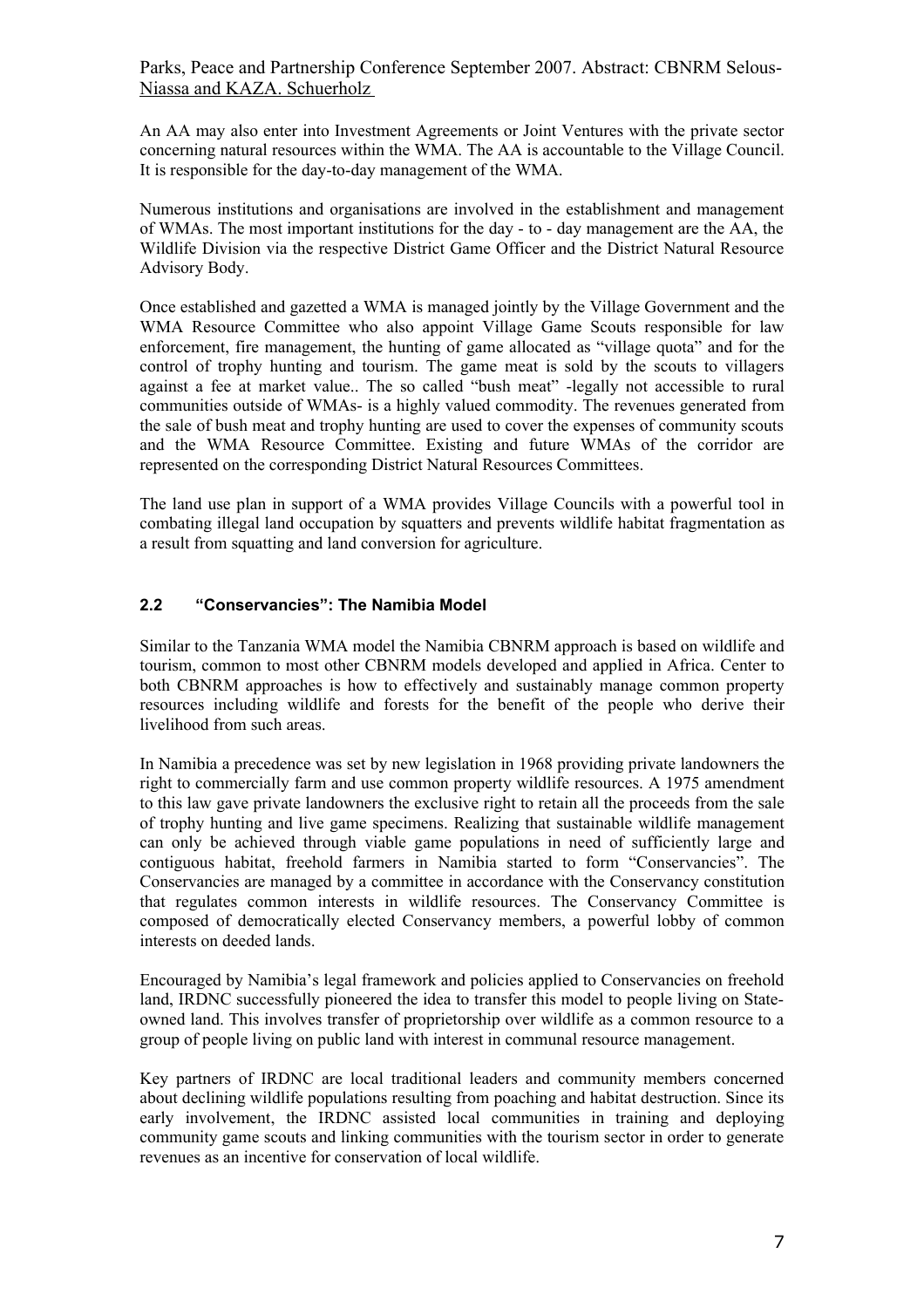An AA may also enter into Investment Agreements or Joint Ventures with the private sector concerning natural resources within the WMA. The AA is accountable to the Village Council. It is responsible for the day-to-day management of the WMA.

Numerous institutions and organisations are involved in the establishment and management of WMAs. The most important institutions for the day - to - day management are the AA, the Wildlife Division via the respective District Game Officer and the District Natural Resource Advisory Body.

Once established and gazetted a WMA is managed jointly by the Village Government and the WMA Resource Committee who also appoint Village Game Scouts responsible for law enforcement, fire management, the hunting of game allocated as "village quota" and for the control of trophy hunting and tourism. The game meat is sold by the scouts to villagers against a fee at market value.. The so called "bush meat" -legally not accessible to rural communities outside of WMAs- is a highly valued commodity. The revenues generated from the sale of bush meat and trophy hunting are used to cover the expenses of community scouts and the WMA Resource Committee. Existing and future WMAs of the corridor are represented on the corresponding District Natural Resources Committees.

The land use plan in support of a WMA provides Village Councils with a powerful tool in combating illegal land occupation by squatters and prevents wildlife habitat fragmentation as a result from squatting and land conversion for agriculture.

### 2.2 "Conservancies": The Namibia Model

Similar to the Tanzania WMA model the Namibia CBNRM approach is based on wildlife and tourism, common to most other CBNRM models developed and applied in Africa. Center to both CBNRM approaches is how to effectively and sustainably manage common property resources including wildlife and forests for the benefit of the people who derive their livelihood from such areas.

In Namibia a precedence was set by new legislation in 1968 providing private landowners the right to commercially farm and use common property wildlife resources. A 1975 amendment to this law gave private landowners the exclusive right to retain all the proceeds from the sale of trophy hunting and live game specimens. Realizing that sustainable wildlife management can only be achieved through viable game populations in need of sufficiently large and contiguous habitat, freehold farmers in Namibia started to form "Conservancies". The Conservancies are managed by a committee in accordance with the Conservancy constitution that regulates common interests in wildlife resources. The Conservancy Committee is composed of democratically elected Conservancy members, a powerful lobby of common interests on deeded lands.

Encouraged by Namibia's legal framework and policies applied to Conservancies on freehold land, IRDNC successfully pioneered the idea to transfer this model to people living on State-owned land. This involves transfer of proprietorship over wildlife as a common resource to a group of people living on public land with interest in communal resource management.

Key partners of IRDNC are local traditional leaders and community members concerned about declining wildlife populations resulting from poaching and habitat destruction. Since its early involvement, the IRDNC assisted local communities in training and deploying community game scouts and linking communities with the tourism sector in order to generate revenues as an incentive for conservation of local wildlife.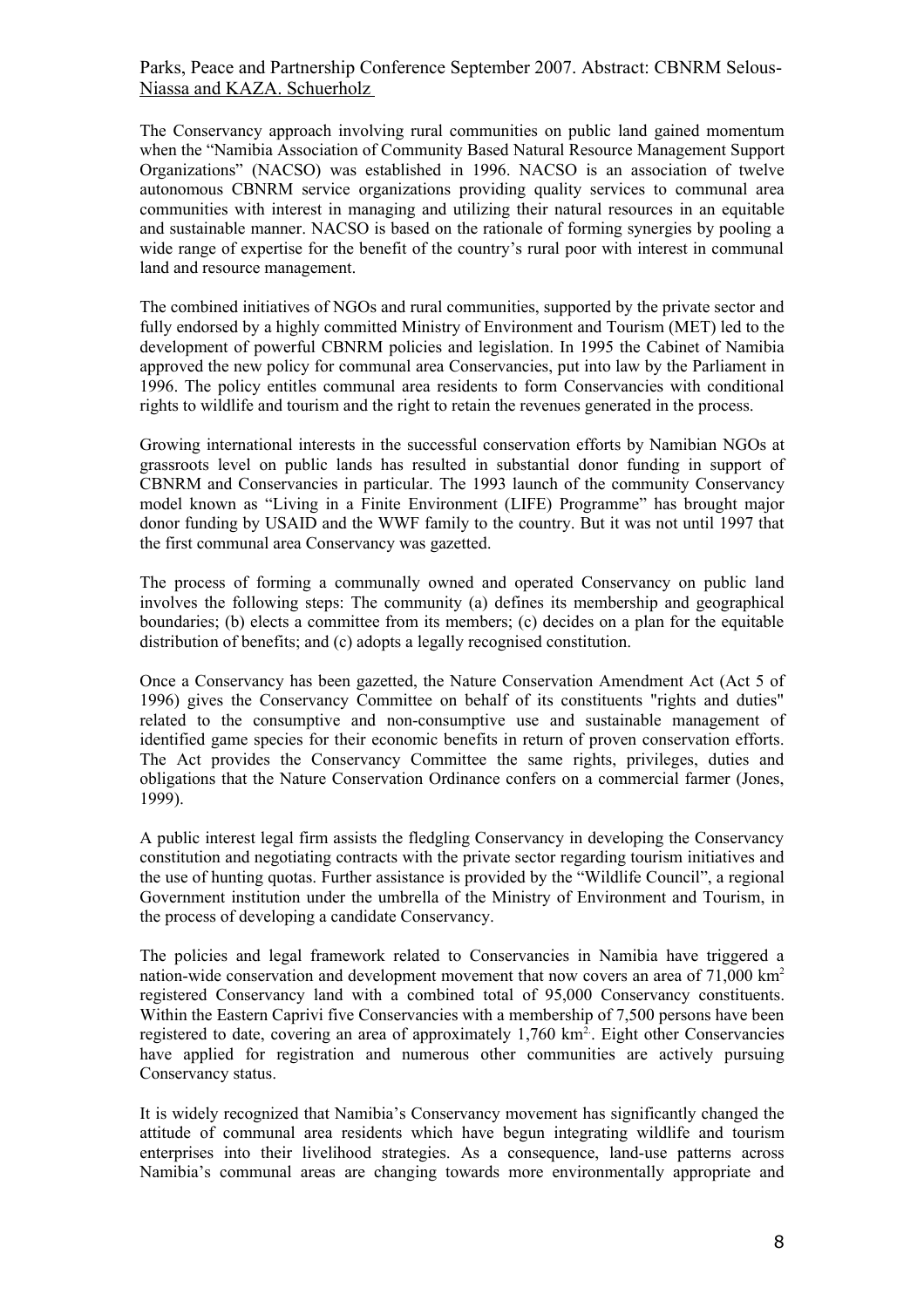The Conservancy approach involving rural communities on public land gained momentum when the "Namibia Association of Community Based Natural Resource Management Support Organizations" (NACSO) was established in 1996. NACSO is an association of twelve autonomous CBNRM service organizations providing quality services to communal area communities with interest in managing and utilizing their natural resources in an equitable and sustainable manner. NACSO is based on the rationale of forming synergies by pooling a wide range of expertise for the benefit of the country's rural poor with interest in communal land and resource management.

The combined initiatives of NGOs and rural communities, supported by the private sector and fully endorsed by a highly committed Ministry of Environment and Tourism (MET) led to the development of powerful CBNRM policies and legislation. In 1995 the Cabinet of Namibia approved the new policy for communal area Conservancies, put into law by the Parliament in 1996. The policy entitles communal area residents to form Conservancies with conditional rights to wildlife and tourism and the right to retain the revenues generated in the process.

Growing international interests in the successful conservation efforts by Namibian NGOs at grassroots level on public lands has resulted in substantial donor funding in support of CBNRM and Conservancies in particular. The 1993 launch of the community Conservancy model known as "Living in a Finite Environment (LIFE) Programme" has brought major donor funding by USAID and the WWF family to the country. But it was not until 1997 that the first communal area Conservancy was gazetted.

The process of forming a communally owned and operated Conservancy on public land involves the following steps: The community (a) defines its membership and geographical boundaries; (b) elects a committee from its members; (c) decides on a plan for the equitable distribution of benefits; and (c) adopts a legally recognised constitution.

Once a Conservancy has been gazetted, the Nature Conservation Amendment Act (Act 5 of 1996) gives the Conservancy Committee on behalf of its constituents "rights and duties" related to the consumptive and non-consumptive use and sustainable management of identified game species for their economic benefits in return of proven conservation efforts. The Act provides the Conservancy Committee the same rights, privileges, duties and obligations that the Nature Conservation Ordinance confers on a commercial farmer (Jones, 1999).

A public interest legal firm assists the fledgling Conservancy in developing the Conservancy constitution and negotiating contracts with the private sector regarding tourism initiatives and the use of hunting quotas. Further assistance is provided by the "Wildlife Council", a regional Government institution under the umbrella of the Ministry of Environment and Tourism, in the process of developing a candidate Conservancy.

The policies and legal framework related to Conservancies in Namibia have triggered a nation-wide conservation and development movement that now covers an area of 71,000 km$^2$ registered Conservancy land with a combined total of 95,000 Conservancy constituents. Within the Eastern Caprivi five Conservancies with a membership of 7,500 persons have been registered to date, covering an area of approximately 1,760 km$^2$. Eight other Conservancies have applied for registration and numerous other communities are actively pursuing Conservancy status.

It is widely recognized that Namibia's Conservancy movement has significantly changed the attitude of communal area residents which have begun integrating wildlife and tourism enterprises into their livelihood strategies. As a consequence, land-use patterns across Namibia's communal areas are changing towards more environmentally appropriate and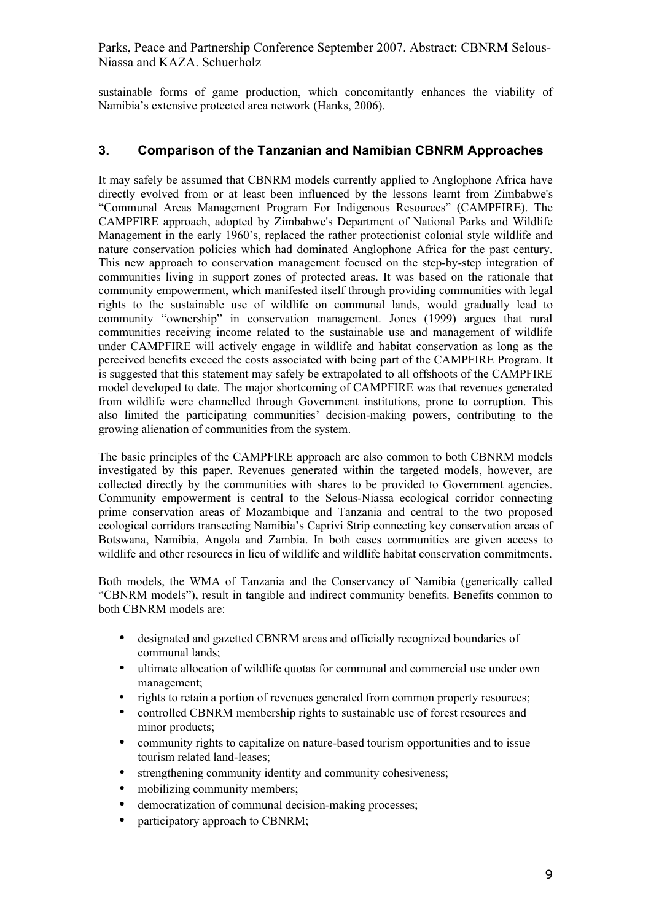sustainable forms of game production, which concomitantly enhances the viability of Namibia's extensive protected area network (Hanks, 2006).

## 3. Comparison of the Tanzanian and Namibian CBNRM Approaches

It may safely be assumed that CBNRM models currently applied to Anglophone Africa have directly evolved from or at least been influenced by the lessons learnt from Zimbabwe's "Communal Areas Management Program For Indigenous Resources" (CAMPFIRE). The CAMPFIRE approach, adopted by Zimbabwe's Department of National Parks and Wildlife Management in the early 1960's, replaced the rather protectionist colonial style wildlife and nature conservation policies which had dominated Anglophone Africa for the past century. This new approach to conservation management focused on the step-by-step integration of communities living in support zones of protected areas. It was based on the rationale that community empowerment, which manifested itself through providing communities with legal rights to the sustainable use of wildlife on communal lands, would gradually lead to community "ownership" in conservation management. Jones (1999) argues that rural communities receiving income related to the sustainable use and management of wildlife under CAMPFIRE will actively engage in wildlife and habitat conservation as long as the perceived benefits exceed the costs associated with being part of the CAMPFIRE Program. It is suggested that this statement may safely be extrapolated to all offshoots of the CAMPFIRE model developed to date. The major shortcoming of CAMPFIRE was that revenues generated from wildlife were channelled through Government institutions, prone to corruption. This also limited the participating communities' decision-making powers, contributing to the growing alienation of communities from the system.

The basic principles of the CAMPFIRE approach are also common to both CBNRM models investigated by this paper. Revenues generated within the targeted models, however, are collected directly by the communities with shares to be provided to Government agencies. Community empowerment is central to the Selous-Niassa ecological corridor connecting prime conservation areas of Mozambique and Tanzania and central to the two proposed ecological corridors transecting Namibia's Caprivi Strip connecting key conservation areas of Botswana, Namibia, Angola and Zambia. In both cases communities are given access to wildlife and other resources in lieu of wildlife and wildlife habitat conservation commitments.

Both models, the WMA of Tanzania and the Conservancy of Namibia (generically called "CBNRM models"), result in tangible and indirect community benefits. Benefits common to both CBNRM models are:

- designated and gazetted CBNRM areas and officially recognized boundaries of communal lands;
- ultimate allocation of wildlife quotas for communal and commercial use under own management;
- rights to retain a portion of revenues generated from common property resources;
- controlled CBNRM membership rights to sustainable use of forest resources and minor products;
- community rights to capitalize on nature-based tourism opportunities and to issue tourism related land-leases;
- strengthening community identity and community cohesiveness;
- mobilizing community members;
- democratization of communal decision-making processes;
- participatory approach to CBNRM;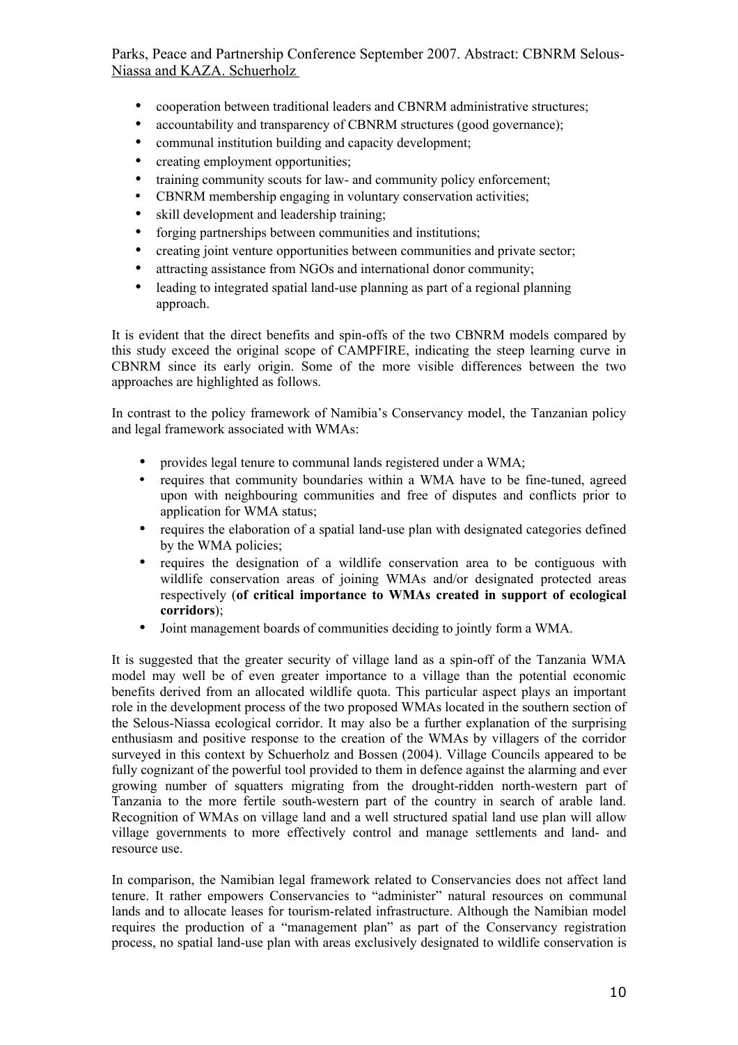- cooperation between traditional leaders and CBNRM administrative structures;
- accountability and transparency of CBNRM structures (good governance);
- communal institution building and capacity development;
- creating employment opportunities;
- training community scouts for law- and community policy enforcement;
- CBNRM membership engaging in voluntary conservation activities;
- skill development and leadership training;
- forging partnerships between communities and institutions;
- creating joint venture opportunities between communities and private sector;
- attracting assistance from NGOs and international donor community;
- leading to integrated spatial land-use planning as part of a regional planning approach.

It is evident that the direct benefits and spin-offs of the two CBNRM models compared by this study exceed the original scope of CAMPFIRE, indicating the steep learning curve in CBNRM since its early origin. Some of the more visible differences between the two approaches are highlighted as follows.

In contrast to the policy framework of Namibia's Conservancy model, the Tanzanian policy and legal framework associated with WMAs:

- provides legal tenure to communal lands registered under a WMA;
- requires that community boundaries within a WMA have to be fine-tuned, agreed upon with neighbouring communities and free of disputes and conflicts prior to application for WMA status;
- requires the elaboration of a spatial land-use plan with designated categories defined by the WMA policies;
- requires the designation of a wildlife conservation area to be contiguous with wildlife conservation areas of joining WMAs and/or designated protected areas respectively (**of critical importance to WMAs created in support of ecological corridors**);
- Joint management boards of communities deciding to jointly form a WMA.

It is suggested that the greater security of village land as a spin-off of the Tanzania WMA model may well be of even greater importance to a village than the potential economic benefits derived from an allocated wildlife quota. This particular aspect plays an important role in the development process of the two proposed WMAs located in the southern section of the Selous-Niassa ecological corridor. It may also be a further explanation of the surprising enthusiasm and positive response to the creation of the WMAs by villagers of the corridor surveyed in this context by Schuerholz and Bossen (2004). Village Councils appeared to be fully cognizant of the powerful tool provided to them in defence against the alarming and ever growing number of squatters migrating from the drought-ridden north-western part of Tanzania to the more fertile south-western part of the country in search of arable land. Recognition of WMAs on village land and a well structured spatial land use plan will allow village governments to more effectively control and manage settlements and land- and resource use.

In comparison, the Namibian legal framework related to Conservancies does not affect land tenure. It rather empowers Conservancies to "administer" natural resources on communal lands and to allocate leases for tourism-related infrastructure. Although the Namibian model requires the production of a "management plan" as part of the Conservancy registration process, no spatial land-use plan with areas exclusively designated to wildlife conservation is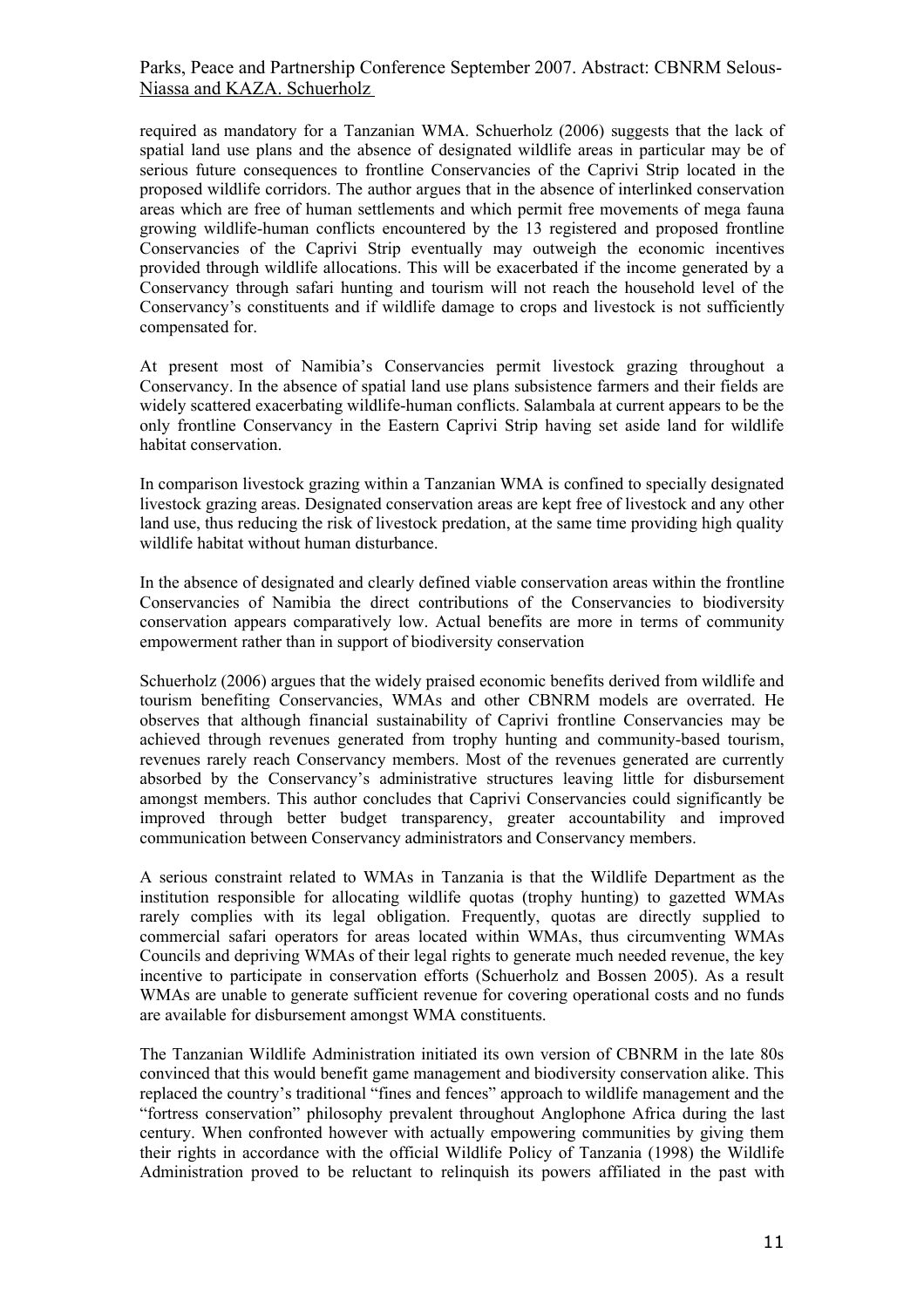required as mandatory for a Tanzanian WMA. Schuerholz (2006) suggests that the lack of spatial land use plans and the absence of designated wildlife areas in particular may be of serious future consequences to frontline Conservancies of the Caprivi Strip located in the proposed wildlife corridors. The author argues that in the absence of interlinked conservation areas which are free of human settlements and which permit free movements of mega fauna growing wildlife-human conflicts encountered by the 13 registered and proposed frontline Conservancies of the Caprivi Strip eventually may outweigh the economic incentives provided through wildlife allocations. This will be exacerbated if the income generated by a Conservancy through safari hunting and tourism will not reach the household level of the Conservancy's constituents and if wildlife damage to crops and livestock is not sufficiently compensated for.

At present most of Namibia's Conservancies permit livestock grazing throughout a Conservancy. In the absence of spatial land use plans subsistence farmers and their fields are widely scattered exacerbating wildlife-human conflicts. Salambala at current appears to be the only frontline Conservancy in the Eastern Caprivi Strip having set aside land for wildlife habitat conservation.

In comparison livestock grazing within a Tanzanian WMA is confined to specially designated livestock grazing areas. Designated conservation areas are kept free of livestock and any other land use, thus reducing the risk of livestock predation, at the same time providing high quality wildlife habitat without human disturbance.

In the absence of designated and clearly defined viable conservation areas within the frontline Conservancies of Namibia the direct contributions of the Conservancies to biodiversity conservation appears comparatively low. Actual benefits are more in terms of community empowerment rather than in support of biodiversity conservation

Schuerholz (2006) argues that the widely praised economic benefits derived from wildlife and tourism benefiting Conservancies, WMAs and other CBNRM models are overrated. He observes that although financial sustainability of Caprivi frontline Conservancies may be achieved through revenues generated from trophy hunting and community-based tourism, revenues rarely reach Conservancy members. Most of the revenues generated are currently absorbed by the Conservancy's administrative structures leaving little for disbursement amongst members. This author concludes that Caprivi Conservancies could significantly be improved through better budget transparency, greater accountability and improved communication between Conservancy administrators and Conservancy members.

A serious constraint related to WMAs in Tanzania is that the Wildlife Department as the institution responsible for allocating wildlife quotas (trophy hunting) to gazetted WMAs rarely complies with its legal obligation. Frequently, quotas are directly supplied to commercial safari operators for areas located within WMAs, thus circumventing WMAs Councils and depriving WMAs of their legal rights to generate much needed revenue, the key incentive to participate in conservation efforts (Schuerholz and Bossen 2005). As a result WMAs are unable to generate sufficient revenue for covering operational costs and no funds are available for disbursement amongst WMA constituents.

The Tanzanian Wildlife Administration initiated its own version of CBNRM in the late 80s convinced that this would benefit game management and biodiversity conservation alike. This replaced the country's traditional "fines and fences" approach to wildlife management and the "fortress conservation" philosophy prevalent throughout Anglophone Africa during the last century. When confronted however with actually empowering communities by giving them their rights in accordance with the official Wildlife Policy of Tanzania (1998) the Wildlife Administration proved to be reluctant to relinquish its powers affiliated in the past with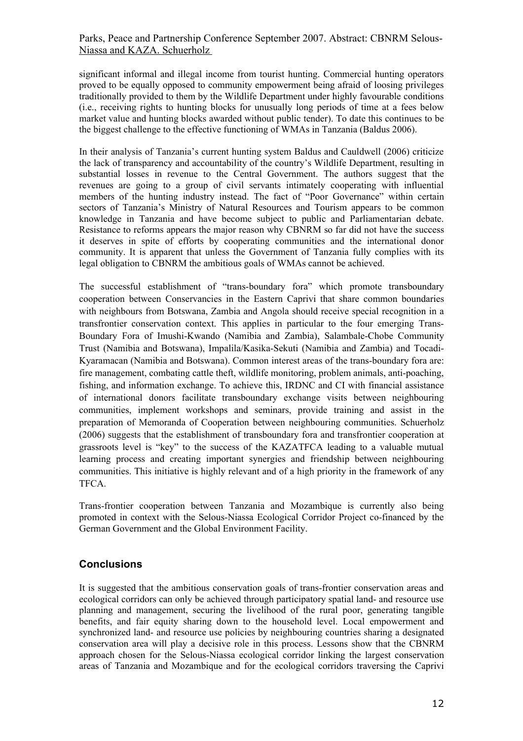significant informal and illegal income from tourist hunting. Commercial hunting operators proved to be equally opposed to community empowerment being afraid of loosing privileges traditionally provided to them by the Wildlife Department under highly favourable conditions (i.e., receiving rights to hunting blocks for unusually long periods of time at a fees below market value and hunting blocks awarded without public tender). To date this continues to be the biggest challenge to the effective functioning of WMAs in Tanzania (Baldus 2006).

In their analysis of Tanzania's current hunting system Baldus and Cauldwell (2006) criticize the lack of transparency and accountability of the country's Wildlife Department, resulting in substantial losses in revenue to the Central Government. The authors suggest that the revenues are going to a group of civil servants intimately cooperating with influential members of the hunting industry instead. The fact of "Poor Governance" within certain sectors of Tanzania's Ministry of Natural Resources and Tourism appears to be common knowledge in Tanzania and have become subject to public and Parliamentarian debate. Resistance to reforms appears the major reason why CBNRM so far did not have the success it deserves in spite of efforts by cooperating communities and the international donor community. It is apparent that unless the Government of Tanzania fully complies with its legal obligation to CBNRM the ambitious goals of WMAs cannot be achieved.

The successful establishment of "trans-boundary fora" which promote transboundary cooperation between Conservancies in the Eastern Caprivi that share common boundaries with neighbours from Botswana, Zambia and Angola should receive special recognition in a transfrontier conservation context. This applies in particular to the four emerging Trans-Boundary Fora of Imushi-Kwando (Namibia and Zambia), Salambale-Chobe Community Trust (Namibia and Botswana), Impalila/Kasika-Sekuti (Namibia and Zambia) and Tocadi-Kyaramacan (Namibia and Botswana). Common interest areas of the trans-boundary fora are: fire management, combating cattle theft, wildlife monitoring, problem animals, anti-poaching, fishing, and information exchange. To achieve this, IRDNC and CI with financial assistance of international donors facilitate transboundary exchange visits between neighbouring communities, implement workshops and seminars, provide training and assist in the preparation of Memoranda of Cooperation between neighbouring communities. Schuerholz (2006) suggests that the establishment of transboundary fora and transfrontier cooperation at grassroots level is "key" to the success of the KAZATFCA leading to a valuable mutual learning process and creating important synergies and friendship between neighbouring communities. This initiative is highly relevant and of a high priority in the framework of any TFCA.

Trans-frontier cooperation between Tanzania and Mozambique is currently also being promoted in context with the Selous-Niassa Ecological Corridor Project co-financed by the German Government and the Global Environment Facility.

## Conclusions

It is suggested that the ambitious conservation goals of trans-frontier conservation areas and ecological corridors can only be achieved through participatory spatial land- and resource use planning and management, securing the livelihood of the rural poor, generating tangible benefits, and fair equity sharing down to the household level. Local empowerment and synchronized land- and resource use policies by neighbouring countries sharing a designated conservation area will play a decisive role in this process. Lessons show that the CBNRM approach chosen for the Selous-Niassa ecological corridor linking the largest conservation areas of Tanzania and Mozambique and for the ecological corridors traversing the Caprivi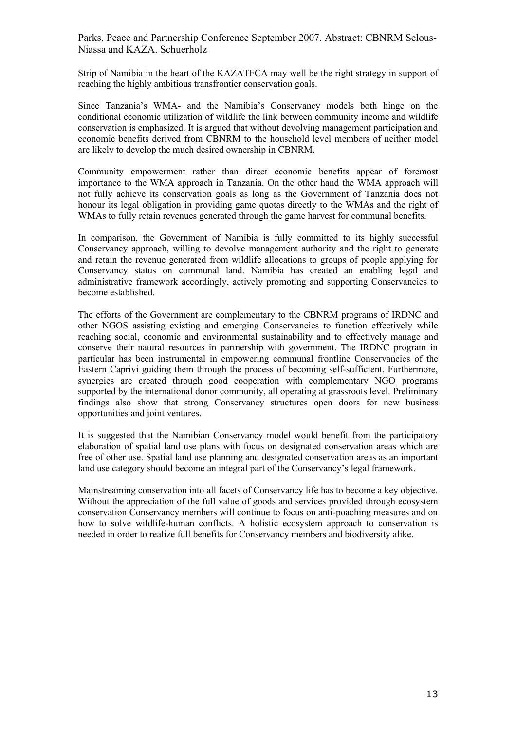Strip of Namibia in the heart of the KAZATFCA may well be the right strategy in support of reaching the highly ambitious transfrontier conservation goals.

Since Tanzania's WMA- and the Namibia's Conservancy models both hinge on the conditional economic utilization of wildlife the link between community income and wildlife conservation is emphasized. It is argued that without devolving management participation and economic benefits derived from CBNRM to the household level members of neither model are likely to develop the much desired ownership in CBNRM.

Community empowerment rather than direct economic benefits appear of foremost importance to the WMA approach in Tanzania. On the other hand the WMA approach will not fully achieve its conservation goals as long as the Government of Tanzania does not honour its legal obligation in providing game quotas directly to the WMAs and the right of WMAs to fully retain revenues generated through the game harvest for communal benefits.

In comparison, the Government of Namibia is fully committed to its highly successful Conservancy approach, willing to devolve management authority and the right to generate and retain the revenue generated from wildlife allocations to groups of people applying for Conservancy status on communal land. Namibia has created an enabling legal and administrative framework accordingly, actively promoting and supporting Conservancies to become established.

The efforts of the Government are complementary to the CBNRM programs of IRDNC and other NGOS assisting existing and emerging Conservancies to function effectively while reaching social, economic and environmental sustainability and to effectively manage and conserve their natural resources in partnership with government. The IRDNC program in particular has been instrumental in empowering communal frontline Conservancies of the Eastern Caprivi guiding them through the process of becoming self-sufficient. Furthermore, synergies are created through good cooperation with complementary NGO programs supported by the international donor community, all operating at grassroots level. Preliminary findings also show that strong Conservancy structures open doors for new business opportunities and joint ventures.

It is suggested that the Namibian Conservancy model would benefit from the participatory elaboration of spatial land use plans with focus on designated conservation areas which are free of other use. Spatial land use planning and designated conservation areas as an important land use category should become an integral part of the Conservancy's legal framework.

Mainstreaming conservation into all facets of Conservancy life has to become a key objective. Without the appreciation of the full value of goods and services provided through ecosystem conservation Conservancy members will continue to focus on anti-poaching measures and on how to solve wildlife-human conflicts. A holistic ecosystem approach to conservation is needed in order to realize full benefits for Conservancy members and biodiversity alike.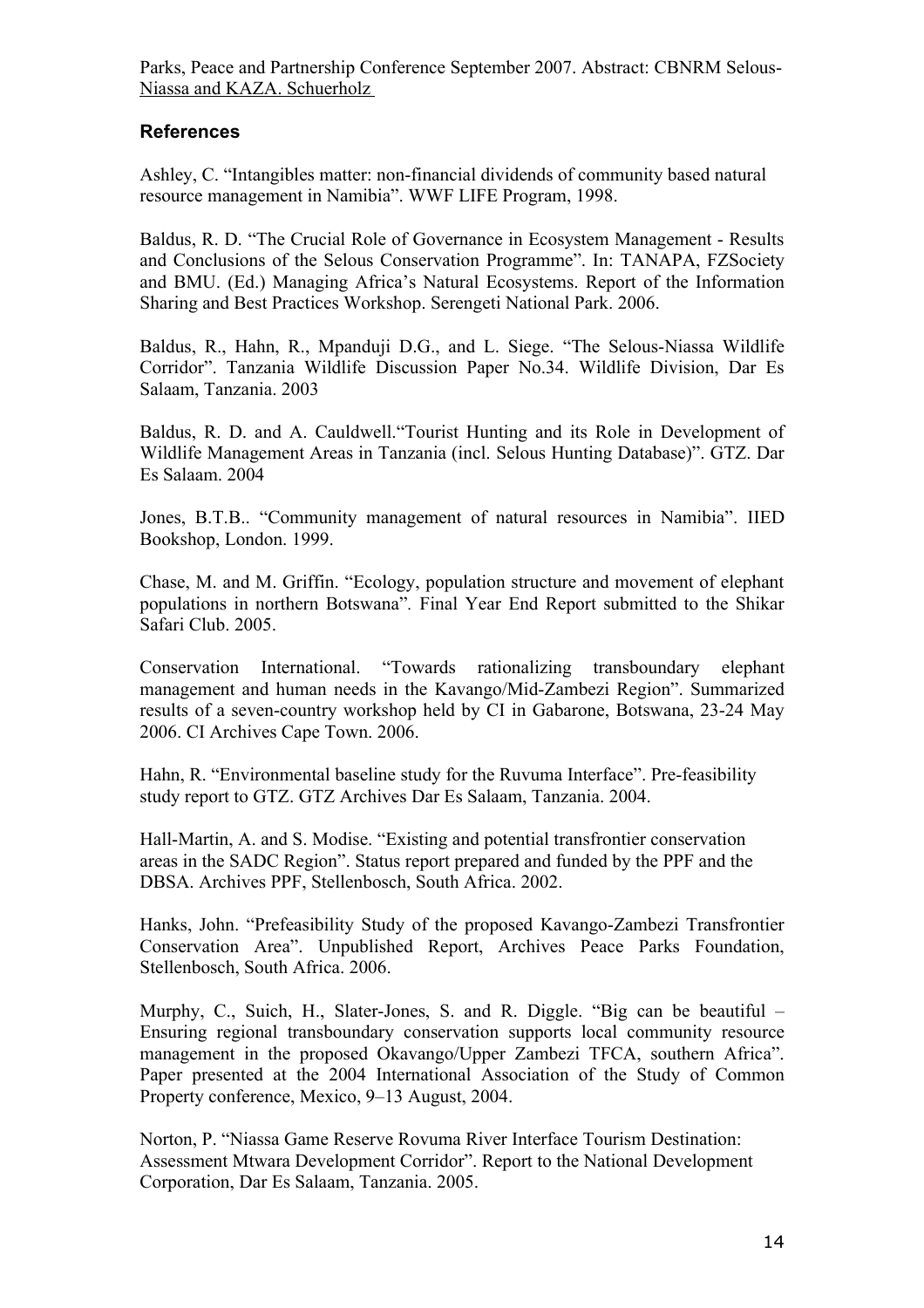## References

Ashley, C. "Intangibles matter: non-financial dividends of community based natural resource management in Namibia". WWF LIFE Program, 1998.

Baldus, R. D. "The Crucial Role of Governance in Ecosystem Management - Results and Conclusions of the Selous Conservation Programme". In: TANAPA, FZSociety and BMU. (Ed.) Managing Africa's Natural Ecosystems. Report of the Information Sharing and Best Practices Workshop. Serengeti National Park. 2006.

Baldus, R., Hahn, R., Mpanduji D.G., and L. Siege. "The Selous-Niassa Wildlife Corridor". Tanzania Wildlife Discussion Paper No.34. Wildlife Division, Dar Es Salaam, Tanzania. 2003

Baldus, R. D. and A. Cauldwell."Tourist Hunting and its Role in Development of Wildlife Management Areas in Tanzania (incl. Selous Hunting Database)". GTZ. Dar Es Salaam. 2004

Jones, B.T.B.. "Community management of natural resources in Namibia". IIED Bookshop, London. 1999.

Chase, M. and M. Griffin. "Ecology, population structure and movement of elephant populations in northern Botswana". Final Year End Report submitted to the Shikar Safari Club. 2005.

Conservation International. "Towards rationalizing transboundary elephant management and human needs in the Kavango/Mid-Zambezi Region". Summarized results of a seven-country workshop held by CI in Gabarone, Botswana, 23-24 May 2006. CI Archives Cape Town. 2006.

Hahn, R. "Environmental baseline study for the Ruvuma Interface". Pre-feasibility study report to GTZ. GTZ Archives Dar Es Salaam, Tanzania. 2004.

Hall-Martin, A. and S. Modise. "Existing and potential transfrontier conservation areas in the SADC Region". Status report prepared and funded by the PPF and the DBSA. Archives PPF, Stellenbosch, South Africa. 2002.

Hanks, John. "Prefeasibility Study of the proposed Kavango-Zambezi Transfrontier Conservation Area". Unpublished Report, Archives Peace Parks Foundation, Stellenbosch, South Africa. 2006.

Murphy, C., Suich, H., Slater-Jones, S. and R. Diggle. "Big can be beautiful – Ensuring regional transboundary conservation supports local community resource management in the proposed Okavango/Upper Zambezi TFCA, southern Africa". Paper presented at the 2004 International Association of the Study of Common Property conference, Mexico, 9–13 August, 2004.

Norton, P. "Niassa Game Reserve Rovuma River Interface Tourism Destination: Assessment Mtwara Development Corridor". Report to the National Development Corporation, Dar Es Salaam, Tanzania. 2005.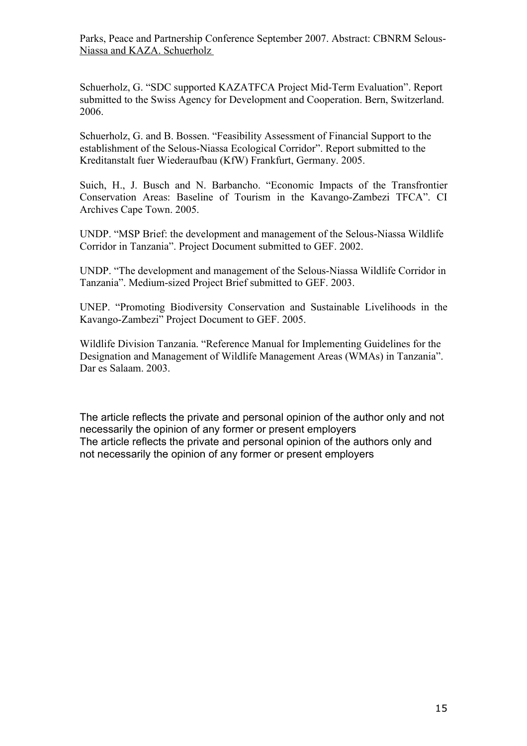Schuerholz, G. "SDC supported KAZATFCA Project Mid-Term Evaluation". Report submitted to the Swiss Agency for Development and Cooperation. Bern, Switzerland. 2006.

Schuerholz, G. and B. Bossen. "Feasibility Assessment of Financial Support to the establishment of the Selous-Niassa Ecological Corridor". Report submitted to the Kreditanstalt fuer Wiederaufbau (KfW) Frankfurt, Germany. 2005.

Suich, H., J. Busch and N. Barbancho. "Economic Impacts of the Transfrontier Conservation Areas: Baseline of Tourism in the Kavango-Zambezi TFCA". CI Archives Cape Town. 2005.

UNDP. "MSP Brief: the development and management of the Selous-Niassa Wildlife Corridor in Tanzania". Project Document submitted to GEF. 2002.

UNDP. "The development and management of the Selous-Niassa Wildlife Corridor in Tanzania". Medium-sized Project Brief submitted to GEF. 2003.

UNEP. "Promoting Biodiversity Conservation and Sustainable Livelihoods in the Kavango-Zambezi" Project Document to GEF. 2005.

Wildlife Division Tanzania. "Reference Manual for Implementing Guidelines for the Designation and Management of Wildlife Management Areas (WMAs) in Tanzania". Dar es Salaam. 2003.

The article reflects the private and personal opinion of the author only and not necessarily the opinion of any former or present employers
The article reflects the private and personal opinion of the authors only and not necessarily the opinion of any former or present employers